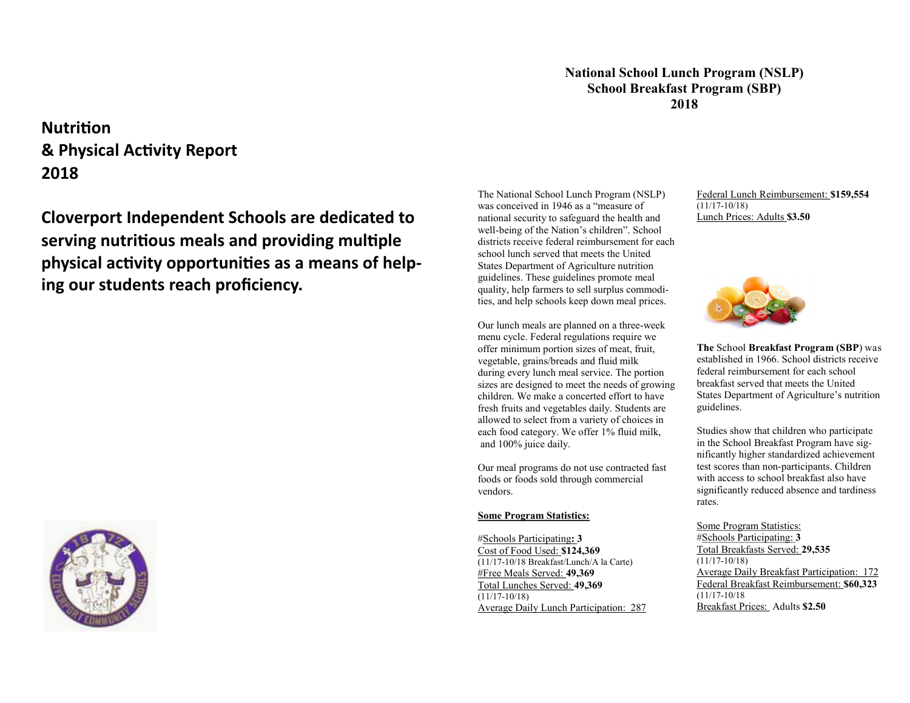# Nutrition & Physical Activity Report 2018

## Cloverport Independent Schools are dedicated to serving nutritious meals and providing multiple physical activity opportunities as a means of helping our students reach proficiency.

## National School Lunch Program (NSLP)
## School Breakfast Program (SBP)
## 2018

The National School Lunch Program (NSLP) was conceived in 1946 as a "measure of national security to safeguard the health and well-being of the Nation's children". School districts receive federal reimbursement for each school lunch served that meets the United States Department of Agriculture nutrition guidelines. These guidelines promote meal quality, help farmers to sell surplus commodities, and help schools keep down meal prices.

Our lunch meals are planned on a three-week menu cycle. Federal regulations require we offer minimum portion sizes of meat, fruit, vegetable, grains/breads and fluid milk during every lunch meal service. The portion sizes are designed to meet the needs of growing children. We make a concerted effort to have fresh fruits and vegetables daily. Students are allowed to select from a variety of choices in each food category. We offer 1% fluid milk, and 100% juice daily.

Our meal programs do not use contracted fast foods or foods sold through commercial vendors.

**Some Program Statistics:**

#Schools Participating**: 3**
Cost of Food Used: **$124,369**
(11/17-10/18 Breakfast/Lunch/A la Carte)
#Free Meals Served: **49,369**
Total Lunches Served: **49,369**
(11/17-10/18)
Average Daily Lunch Participation: 287
Federal Lunch Reimbursement: **$159,554**
(11/17-10/18)
Lunch Prices: Adults **$3.50**

**The** School **Breakfast Program (SBP**) was established in 1966. School districts receive federal reimbursement for each school breakfast served that meets the United States Department of Agriculture's nutrition guidelines.

Studies show that children who participate in the School Breakfast Program have significantly higher standardized achievement test scores than non-participants. Children with access to school breakfast also have significantly reduced absence and tardiness rates.

Some Program Statistics:
#Schools Participating: **3**
Total Breakfasts Served: **29,535**
(11/17-10/18)
Average Daily Breakfast Participation: 172
Federal Breakfast Reimbursement: **$60,323**
(11/17-10/18
Breakfast Prices: Adults **$2.50**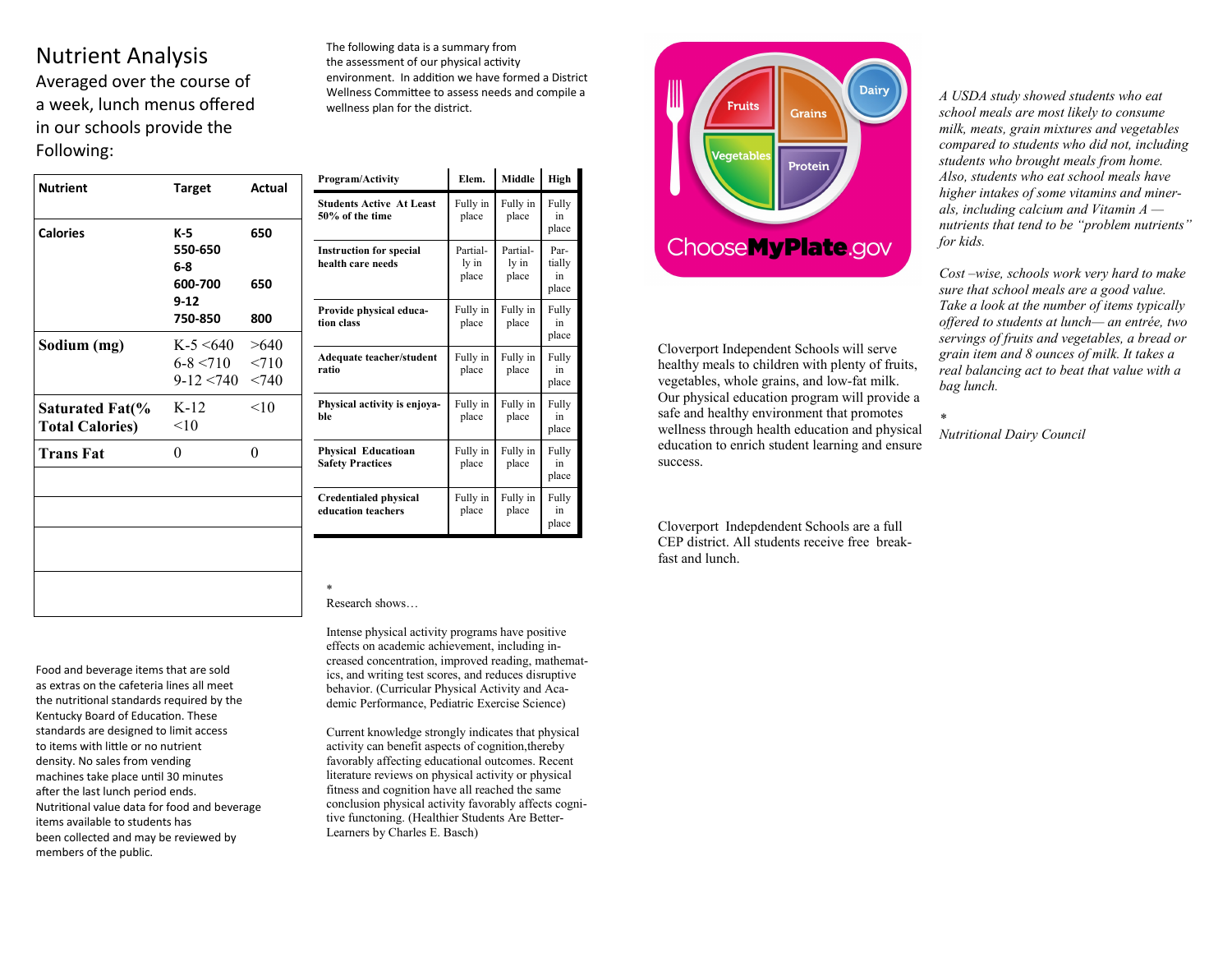# Nutrient Analysis

Averaged over the course of a week, lunch menus offered in our schools provide the Following:

| Nutrient | Target | Actual |
|---|---|---|
| **Calories** | **K-5 550-650** | **650** |
| | **6-8 600-700** | **650** |
| | **9-12 750-850** | **800** |
| **Sodium (mg)** | K-5 <640 | >640 |
| | 6-8 <710 | <710 |
| | 9-12 <740 | <740 |
| **Saturated Fat(% Total Calories)** | K-12 <10 | <10 |
| **Trans Fat** | 0 | 0 |
| | | |
| | | |
| | | |
| | | |

Food and beverage items that are sold as extras on the cafeteria lines all meet the nutritional standards required by the Kentucky Board of Education. These standards are designed to limit access to items with little or no nutrient density. No sales from vending machines take place until 30 minutes after the last lunch period ends. Nutritional value data for food and beverage items available to students has been collected and may be reviewed by members of the public.

The following data is a summary from the assessment of our physical activity environment. In addition we have formed a District Wellness Committee to assess needs and compile a wellness plan for the district.

| Program/Activity | Elem. | Middle | High |
|---|---|---|---|
| **Students Active At Least 50% of the time** | Fully in place | Fully in place | Fully in place |
| **Instruction for special health care needs** | Partially in place | Partially in place | Partially in place |
| **Provide physical education class** | Fully in place | Fully in place | Fully in place |
| **Adequate teacher/student ratio** | Fully in place | Fully in place | Fully in place |
| **Physical activity is enjoyable** | Fully in place | Fully in place | Fully in place |
| **Physical Educatioan Safety Practices** | Fully in place | Fully in place | Fully in place |
| **Credentialed physical education teachers** | Fully in place | Fully in place | Fully in place |

*

Research shows…

Intense physical activity programs have positive effects on academic achievement, including increased concentration, improved reading, mathematics, and writing test scores, and reduces disruptive behavior. (Curricular Physical Activity and Academic Performance, Pediatric Exercise Science)

Current knowledge strongly indicates that physical activity can benefit aspects of cognition,thereby favorably affecting educational outcomes. Recent literature reviews on physical activity or physical fitness and cognition have all reached the same conclusion physical activity favorably affects cognitive functoning. (Healthier Students Are Better-Learners by Charles E. Basch)

Fruits
Grains
Dairy
Vegetables
Protein
ChooseMyPlate.gov

Cloverport Independent Schools will serve healthy meals to children with plenty of fruits, vegetables, whole grains, and low-fat milk. Our physical education program will provide a safe and healthy environment that promotes wellness through health education and physical education to enrich student learning and ensure success.

Cloverport Indepdendent Schools are a full CEP district. All students receive free breakfast and lunch.

*A USDA study showed students who eat school meals are most likely to consume milk, meats, grain mixtures and vegetables compared to students who did not, including students who brought meals from home. Also, students who eat school meals have higher intakes of some vitamins and minerals, including calcium and Vitamin A — nutrients that tend to be "problem nutrients" for kids.*

*Cost –wise, schools work very hard to make sure that school meals are a good value. Take a look at the number of items typically offered to students at lunch— an entrée, two servings of fruits and vegetables, a bread or grain item and 8 ounces of milk. It takes a real balancing act to beat that value with a bag lunch.*

*

*Nutritional Dairy Council*